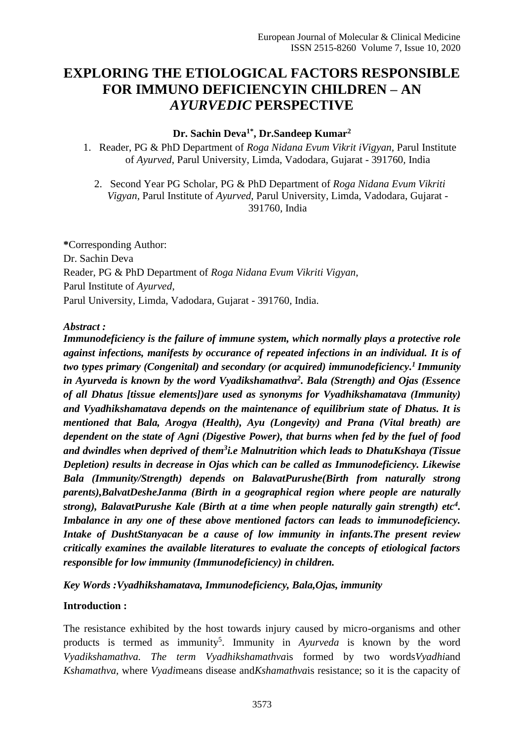# EXPLORING THE ETIOLOGICAL FACTORS RESPONSIBLE FOR IMMUNO DEFICIENCYIN CHILDREN – AN *AYURVEDIC* PERSPECTIVE

**Dr. Sachin Deva[1*], Dr.Sandeep Kumar[2]**

1. Reader, PG & PhD Department of *Roga Nidana Evum Vikrit iVigyan*, Parul Institute of *Ayurved*, Parul University, Limda, Vadodara, Gujarat - 391760, India
2. Second Year PG Scholar, PG & PhD Department of *Roga Nidana Evum Vikriti Vigyan*, Parul Institute of *Ayurved*, Parul University, Limda, Vadodara, Gujarat - 391760, India

**\***Corresponding Author:
Dr. Sachin Deva
Reader, PG & PhD Department of *Roga Nidana Evum Vikriti Vigyan*,
Parul Institute of *Ayurved*,
Parul University, Limda, Vadodara, Gujarat - 391760, India.

***Abstract :***

***Immunodeficiency is the failure of immune system, which normally plays a protective role against infections, manifests by occurance of repeated infections in an individual. It is of two types primary (Congenital) and secondary (or acquired) immunodeficiency.[1] Immunity in Ayurveda is known by the word Vyadikshamathva[2]. Bala (Strength) and Ojas (Essence of all Dhatus [tissue elements])are used as synonyms for Vyadhikshamatava (Immunity) and Vyadhikshamatava depends on the maintenance of equilibrium state of Dhatus. It is mentioned that Bala, Arogya (Health), Ayu (Longevity) and Prana (Vital breath) are dependent on the state of Agni (Digestive Power), that burns when fed by the fuel of food and dwindles when deprived of them[3]i.e Malnutrition which leads to DhatuKshaya (Tissue Depletion) results in decrease in Ojas which can be called as Immunodeficiency. Likewise Bala (Immunity/Strength) depends on BalavatPurushe(Birth from naturally strong parents),BalvatDesheJanma (Birth in a geographical region where people are naturally strong), BalavatPurushe Kale (Birth at a time when people naturally gain strength) etc[4]. Imbalance in any one of these above mentioned factors can leads to immunodeficiency. Intake of DushtStanyacan be a cause of low immunity in infants.The present review critically examines the available literatures to evaluate the concepts of etiological factors responsible for low immunity (Immunodeficiency) in children.***

***Key Words :Vyadhikshamatava, Immunodeficiency, Bala,Ojas, immunity***

**Introduction :**

The resistance exhibited by the host towards injury caused by micro-organisms and other products is termed as immunity[5]. Immunity in *Ayurveda* is known by the word *Vyadikshamathva. The term Vyadhikshamathva*is formed by two words*Vyadhi*and *Kshamathva*, where *Vyadi*means disease and*Kshamathva*is resistance; so it is the capacity of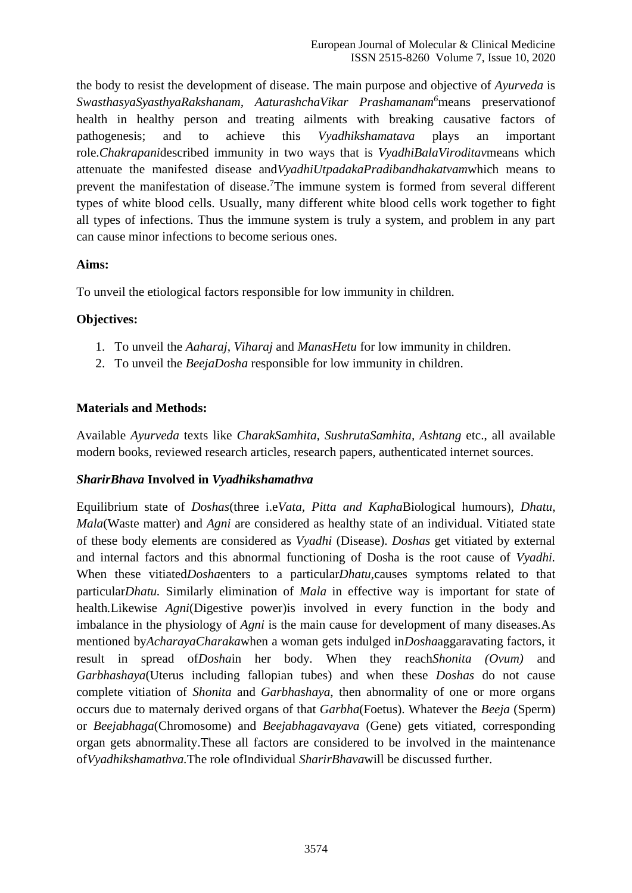the body to resist the development of disease. The main purpose and objective of *Ayurveda* is *SwasthasyaSyasthyaRakshanam, AaturashchaVikar Prashamanam*[6]means preservationof health in healthy person and treating ailments with breaking causative factors of pathogenesis; and to achieve this *Vyadhikshamatava* plays an important role.*Chakrapani*described immunity in two ways that is *VyadhiBalaViroditav*means which attenuate the manifested disease and*VyadhiUtpadakaPradibandhakatvam*which means to prevent the manifestation of disease.[7]The immune system is formed from several different types of white blood cells. Usually, many different white blood cells work together to fight all types of infections. Thus the immune system is truly a system, and problem in any part can cause minor infections to become serious ones.

**Aims:**

To unveil the etiological factors responsible for low immunity in children.

**Objectives:**

1. To unveil the *Aaharaj*, *Viharaj* and *ManasHetu* for low immunity in children.
2. To unveil the *BeejaDosha* responsible for low immunity in children.

**Materials and Methods:**

Available *Ayurveda* texts like *CharakSamhita, SushrutaSamhita, Ashtang* etc., all available modern books, reviewed research articles, research papers, authenticated internet sources.

***SharirBhava* Involved in *Vyadhikshamathva***

Equilibrium state of *Doshas*(three i.e*Vata, Pitta and Kapha*Biological humours), *Dhatu, Mala*(Waste matter) and *Agni* are considered as healthy state of an individual. Vitiated state of these body elements are considered as *Vyadhi* (Disease). *Doshas* get vitiated by external and internal factors and this abnormal functioning of Dosha is the root cause of *Vyadhi.* When these vitiated*Dosha*enters to a particular*Dhatu,*causes symptoms related to that particular*Dhatu.* Similarly elimination of *Mala* in effective way is important for state of health.Likewise *Agni*(Digestive power)is involved in every function in the body and imbalance in the physiology of *Agni* is the main cause for development of many diseases.As mentioned by*AcharayaCharaka*when a woman gets indulged in*Dosha*aggaravating factors, it result in spread of*Dosha*in her body. When they reach*Shonita (Ovum)* and *Garbhashaya*(Uterus including fallopian tubes) and when these *Doshas* do not cause complete vitiation of *Shonita* and *Garbhashaya*, then abnormality of one or more organs occurs due to maternaly derived organs of that *Garbha*(Foetus). Whatever the *Beeja* (Sperm) or *Beejabhaga*(Chromosome) and *Beejabhagavayava* (Gene) gets vitiated, corresponding organ gets abnormality.These all factors are considered to be involved in the maintenance of*Vyadhikshamathva.*The role ofIndividual *SharirBhava*will be discussed further.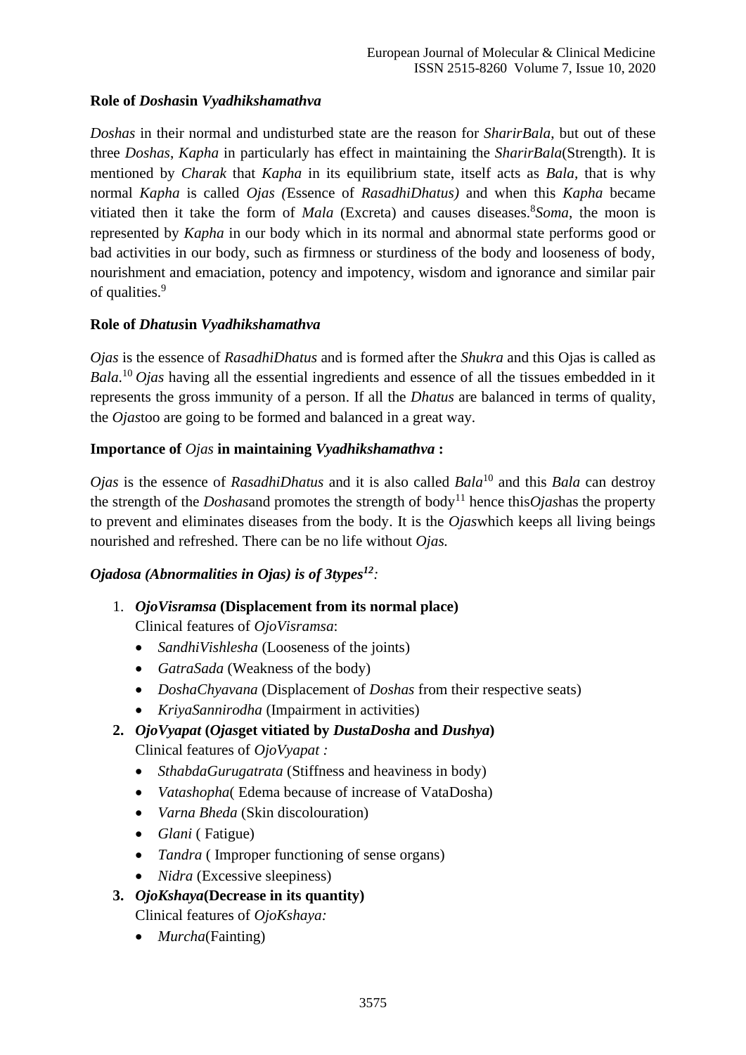**Role of *Doshas*in *Vyadhikshamathva***

*Doshas* in their normal and undisturbed state are the reason for *SharirBala*, but out of these three *Doshas*, *Kapha* in particularly has effect in maintaining the *SharirBala*(Strength). It is mentioned by *Charak* that *Kapha* in its equilibrium state, itself acts as *Bala*, that is why normal *Kapha* is called *Ojas (*Essence of *RasadhiDhatus)* and when this *Kapha* became vitiated then it take the form of *Mala* (Excreta) and causes diseases.[8] *Soma*, the moon is represented by *Kapha* in our body which in its normal and abnormal state performs good or bad activities in our body, such as firmness or sturdiness of the body and looseness of body, nourishment and emaciation, potency and impotency, wisdom and ignorance and similar pair of qualities.[9]

**Role of *Dhatus*in *Vyadhikshamathva***

*Ojas* is the essence of *RasadhiDhatus* and is formed after the *Shukra* and this Ojas is called as *Bala*.[10] *Ojas* having all the essential ingredients and essence of all the tissues embedded in it represents the gross immunity of a person. If all the *Dhatus* are balanced in terms of quality, the *Ojas*too are going to be formed and balanced in a great way.

**Importance of *Ojas* in maintaining *Vyadhikshamathva* :**

*Ojas* is the essence of *RasadhiDhatus* and it is also called *Bala*[10] and this *Bala* can destroy the strength of the *Doshas*and promotes the strength of body[11] hence this*Ojas*has the property to prevent and eliminates diseases from the body. It is the *Ojas*which keeps all living beings nourished and refreshed. There can be no life without *Ojas.*

***Ojadosa (Abnormalities in Ojas) is of 3types[12]:***

1. ***OjoVisramsa* (Displacement from its normal place)**
   Clinical features of *OjoVisramsa*:
   - *SandhiVishlesha* (Looseness of the joints)
   - *GatraSada* (Weakness of the body)
   - *DoshaChyavana* (Displacement of *Doshas* from their respective seats)
   - *KriyaSannirodha* (Impairment in activities)
2. ***OjoVyapat* (*Ojas*get vitiated by *DustaDosha* and *Dushya*)**
   Clinical features of *OjoVyapat :*
   - *SthabdaGurugatrata* (Stiffness and heaviness in body)
   - *Vatashopha*( Edema because of increase of VataDosha)
   - *Varna Bheda* (Skin discolouration)
   - *Glani* ( Fatigue)
   - *Tandra* ( Improper functioning of sense organs)
   - *Nidra* (Excessive sleepiness)
3. ***OjoKshaya*(Decrease in its quantity)**
   Clinical features of *OjoKshaya:*
   - *Murcha*(Fainting)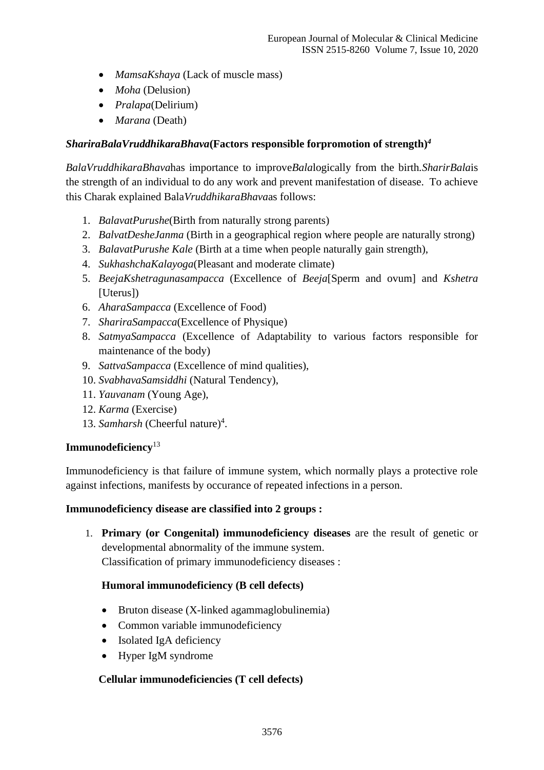- *MamsaKshaya* (Lack of muscle mass)
- *Moha* (Delusion)
- *Pralapa*(Delirium)
- *Marana* (Death)

### *ShariraBalaVruddhikaraBhava*(Factors responsible forpromotion of strength)[4]

*BalaVruddhikaraBhava*has importance to improve*Bala*logically from the birth.*SharirBala*is the strength of an individual to do any work and prevent manifestation of disease. To achieve this Charak explained Bala*VruddhikaraBhava*as follows:

1. *BalavatPurushe*(Birth from naturally strong parents)
2. *BalvatDesheJanma* (Birth in a geographical region where people are naturally strong)
3. *BalavatPurushe Kale* (Birth at a time when people naturally gain strength),
4. *SukhashchaKalayoga*(Pleasant and moderate climate)
5. *BeejaKshetragunasampacca* (Excellence of *Beeja*[Sperm and ovum] and *Kshetra* [Uterus])
6. *AharaSampacca* (Excellence of Food)
7. *ShariraSampacca*(Excellence of Physique)
8. *SatmyaSampacca* (Excellence of Adaptability to various factors responsible for maintenance of the body)
9. *SattvaSampacca* (Excellence of mind qualities),
10. *SvabhavaSamsiddhi* (Natural Tendency),
11. *Yauvanam* (Young Age),
12. *Karma* (Exercise)
13. *Samharsh* (Cheerful nature)[4].

### Immunodeficiency[13]

Immunodeficiency is that failure of immune system, which normally plays a protective role against infections, manifests by occurance of repeated infections in a person.

**Immunodeficiency disease are classified into 2 groups :**

1. **Primary (or Congenital) immunodeficiency diseases** are the result of genetic or developmental abnormality of the immune system.
   Classification of primary immunodeficiency diseases :

   **Humoral immunodeficiency (B cell defects)**

   - Bruton disease (X-linked agammaglobulinemia)
   - Common variable immunodeficiency
   - Isolated IgA deficiency
   - Hyper IgM syndrome

   **Cellular immunodeficiencies (T cell defects)**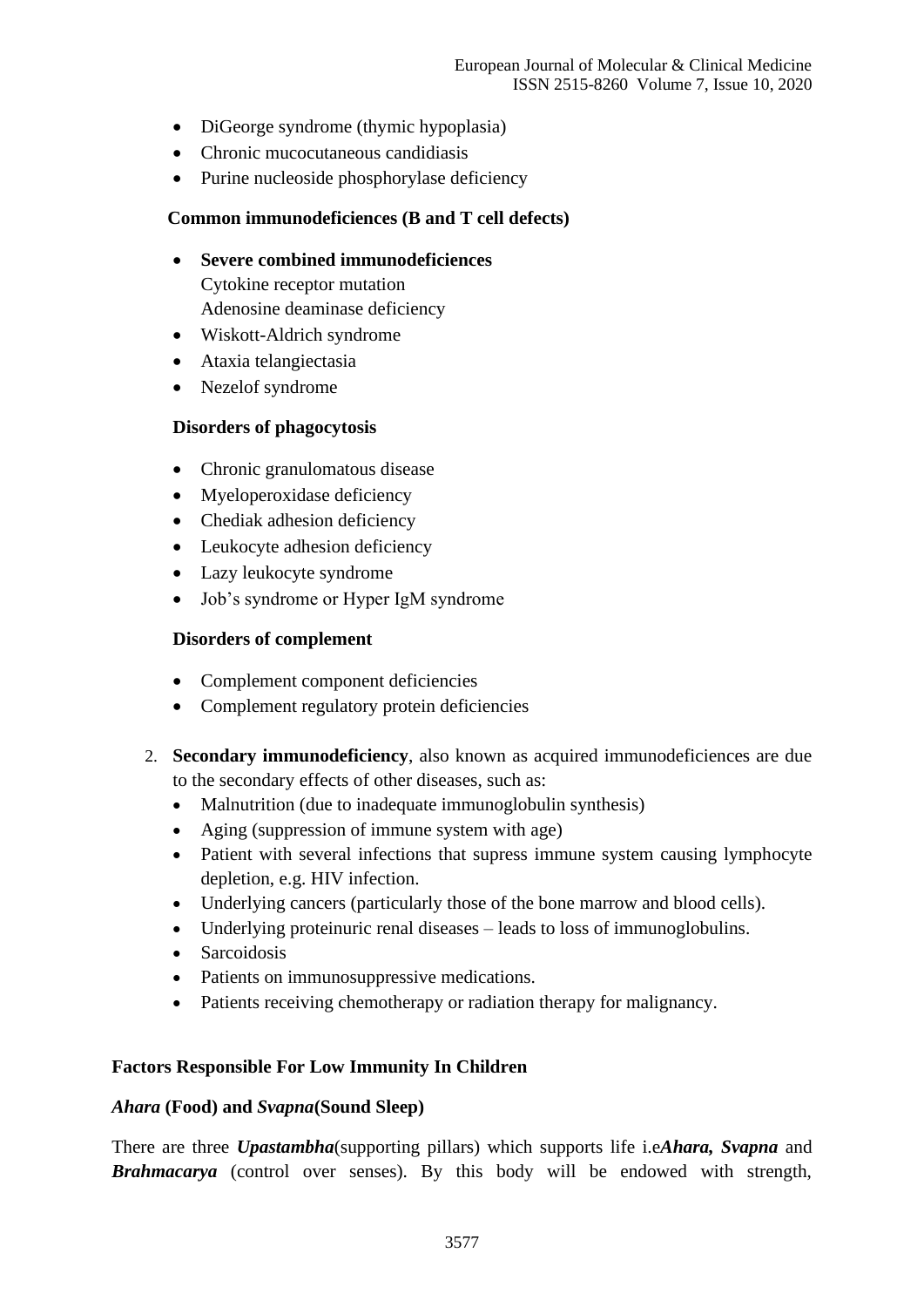- DiGeorge syndrome (thymic hypoplasia)
- Chronic mucocutaneous candidiasis
- Purine nucleoside phosphorylase deficiency

**Common immunodeficiences (B and T cell defects)**

- **Severe combined immunodeficiences**
  Cytokine receptor mutation
  Adenosine deaminase deficiency
- Wiskott-Aldrich syndrome
- Ataxia telangiectasia
- Nezelof syndrome

**Disorders of phagocytosis**

- Chronic granulomatous disease
- Myeloperoxidase deficiency
- Chediak adhesion deficiency
- Leukocyte adhesion deficiency
- Lazy leukocyte syndrome
- Job's syndrome or Hyper IgM syndrome

**Disorders of complement**

- Complement component deficiencies
- Complement regulatory protein deficiencies

2. **Secondary immunodeficiency**, also known as acquired immunodeficiences are due to the secondary effects of other diseases, such as:
   - Malnutrition (due to inadequate immunoglobulin synthesis)
   - Aging (suppression of immune system with age)
   - Patient with several infections that supress immune system causing lymphocyte depletion, e.g. HIV infection.
   - Underlying cancers (particularly those of the bone marrow and blood cells).
   - Underlying proteinuric renal diseases – leads to loss of immunoglobulins.
   - Sarcoidosis
   - Patients on immunosuppressive medications.
   - Patients receiving chemotherapy or radiation therapy for malignancy.

**Factors Responsible For Low Immunity In Children**

***Ahara* (Food) and *Svapna*(Sound Sleep)**

There are three ***Upastambha***(supporting pillars) which supports life i.e***Ahara, Svapna*** and ***Brahmacarya*** (control over senses). By this body will be endowed with strength,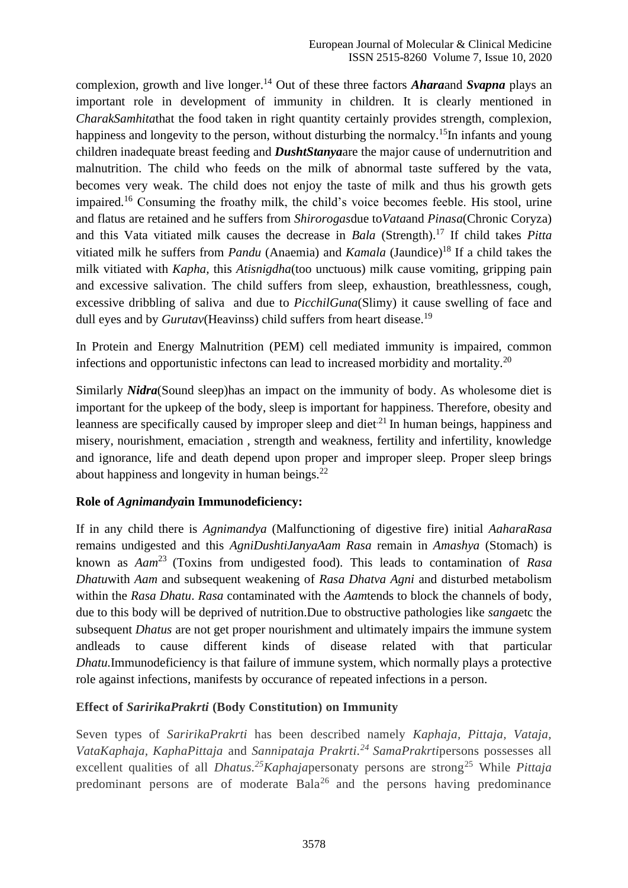complexion, growth and live longer.[14] Out of these three factors ***Ahara***and ***Svapna*** plays an important role in development of immunity in children. It is clearly mentioned in *CharakSamhita*that the food taken in right quantity certainly provides strength, complexion, happiness and longevity to the person, without disturbing the normalcy.[15]In infants and young children inadequate breast feeding and ***DushtStanya***are the major cause of undernutrition and malnutrition. The child who feeds on the milk of abnormal taste suffered by the vata, becomes very weak. The child does not enjoy the taste of milk and thus his growth gets impaired.[16] Consuming the froathy milk, the child's voice becomes feeble. His stool, urine and flatus are retained and he suffers from *Shirorogas*due to*Vata*and *Pinasa*(Chronic Coryza) and this Vata vitiated milk causes the decrease in *Bala* (Strength).[17] If child takes *Pitta* vitiated milk he suffers from *Pandu* (Anaemia) and *Kamala* (Jaundice)[18] If a child takes the milk vitiated with *Kapha*, this *Atisnigdha*(too unctuous) milk cause vomiting, gripping pain and excessive salivation. The child suffers from sleep, exhaustion, breathlessness, cough, excessive dribbling of saliva and due to *PicchilGuna*(Slimy) it cause swelling of face and dull eyes and by *Gurutav*(Heavinss) child suffers from heart disease.[19]

In Protein and Energy Malnutrition (PEM) cell mediated immunity is impaired, common infections and opportunistic infectons can lead to increased morbidity and mortality.[20]

Similarly ***Nidra***(Sound sleep)has an impact on the immunity of body. As wholesome diet is important for the upkeep of the body, sleep is important for happiness. Therefore, obesity and leanness are specifically caused by improper sleep and diet[21] In human beings, happiness and misery, nourishment, emaciation , strength and weakness, fertility and infertility, knowledge and ignorance, life and death depend upon proper and improper sleep. Proper sleep brings about happiness and longevity in human beings.[22]

### Role of *Agnimandya*in Immunodeficiency:

If in any child there is *Agnimandya* (Malfunctioning of digestive fire) initial *AaharaRasa* remains undigested and this *AgniDushtiJanyaAam Rasa* remain in *Amashya* (Stomach) is known as *Aam*[23] (Toxins from undigested food). This leads to contamination of *Rasa Dhatu*with *Aam* and subsequent weakening of *Rasa Dhatva Agni* and disturbed metabolism within the *Rasa Dhatu*. *Rasa* contaminated with the *Aam*tends to block the channels of body, due to this body will be deprived of nutrition.Due to obstructive pathologies like *sanga*etc the subsequent *Dhatus* are not get proper nourishment and ultimately impairs the immune system andleads to cause different kinds of disease related with that particular *Dhatu.*Immunodeficiency is that failure of immune system, which normally plays a protective role against infections, manifests by occurance of repeated infections in a person.

### Effect of *SaririkaPrakrti* (Body Constitution) on Immunity

Seven types of *SaririkaPrakrti* has been described namely *Kaphaja*, *Pittaja*, *Vataja*, *VataKaphaja*, *KaphaPittaja* and *Sannipataja Prakrti*.[24] *SamaPrakrti*persons possesses all excellent qualities of all *Dhatus*.[25]*Kaphaja*personaty persons are strong[25] While *Pittaja* predominant persons are of moderate Bala[26] and the persons having predominance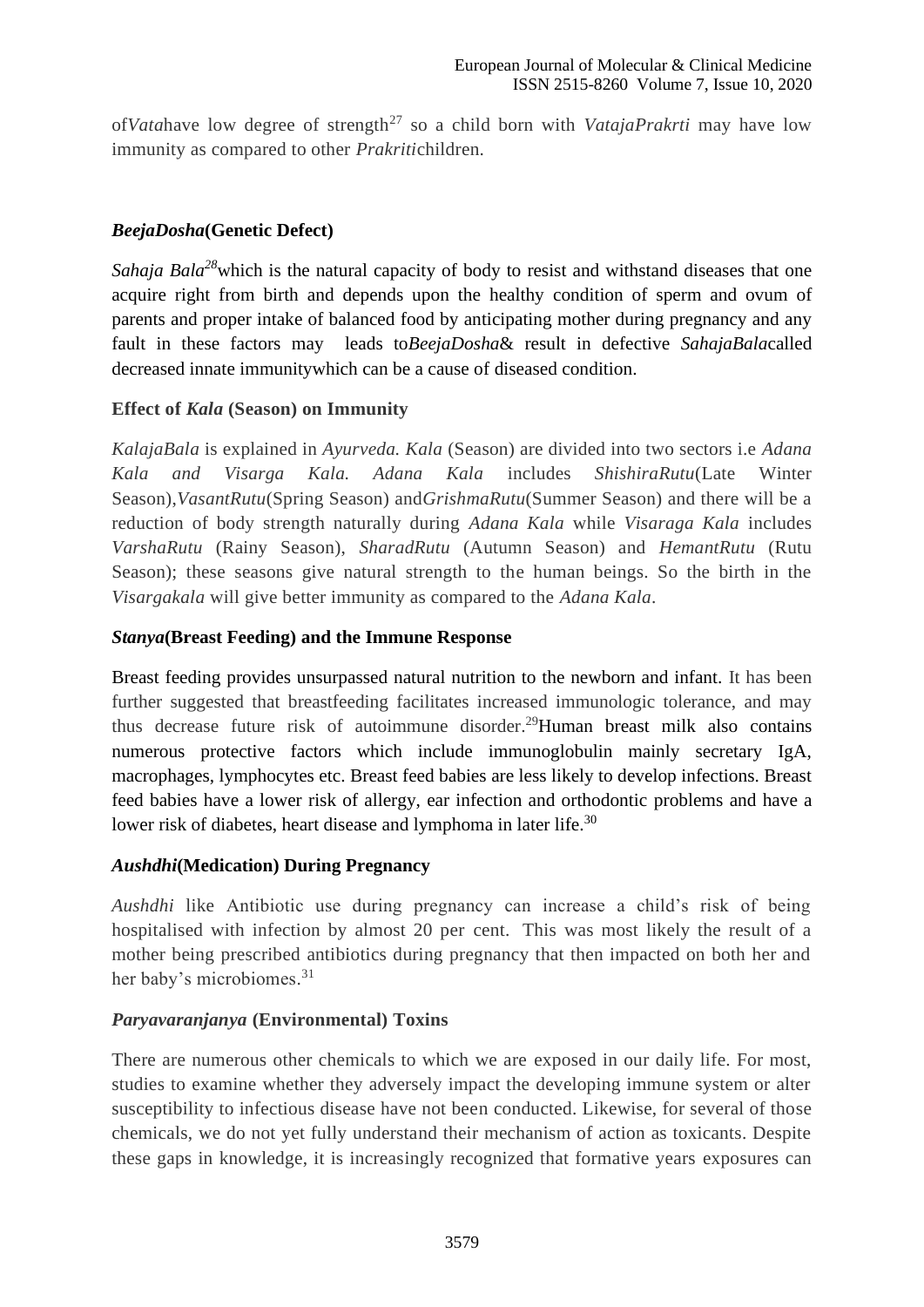of*Vata*have low degree of strength[27] so a child born with *VatajaPrakrti* may have low immunity as compared to other *Prakriti*children.

### ***BeejaDosha*(Genetic Defect)**

*Sahaja Bala*[28]which is the natural capacity of body to resist and withstand diseases that one acquire right from birth and depends upon the healthy condition of sperm and ovum of parents and proper intake of balanced food by anticipating mother during pregnancy and any fault in these factors may leads to*BeejaDosha*& result in defective *SahajaBala*called decreased innate immunitywhich can be a cause of diseased condition.

### **Effect of *Kala* (Season) on Immunity**

*KalajaBala* is explained in *Ayurveda. Kala* (Season) are divided into two sectors i.e *Adana Kala and Visarga Kala. Adana Kala* includes *ShishiraRutu*(Late Winter Season),*VasantRutu*(Spring Season) and*GrishmaRutu*(Summer Season) and there will be a reduction of body strength naturally during *Adana Kala* while *Visaraga Kala* includes *VarshaRutu* (Rainy Season), *SharadRutu* (Autumn Season) and *HemantRutu* (Rutu Season); these seasons give natural strength to the human beings. So the birth in the *Visargakala* will give better immunity as compared to the *Adana Kala*.

### ***Stanya*(Breast Feeding) and the Immune Response**

Breast feeding provides unsurpassed natural nutrition to the newborn and infant. It has been further suggested that breastfeeding facilitates increased immunologic tolerance, and may thus decrease future risk of autoimmune disorder.[29]Human breast milk also contains numerous protective factors which include immunoglobulin mainly secretary IgA, macrophages, lymphocytes etc. Breast feed babies are less likely to develop infections. Breast feed babies have a lower risk of allergy, ear infection and orthodontic problems and have a lower risk of diabetes, heart disease and lymphoma in later life.[30]

### ***Aushdhi*(Medication) During Pregnancy**

*Aushdhi* like Antibiotic use during pregnancy can increase a child's risk of being hospitalised with infection by almost 20 per cent. This was most likely the result of a mother being prescribed antibiotics during pregnancy that then impacted on both her and her baby's microbiomes.[31]

### ***Paryavaranjanya* (Environmental) Toxins**

There are numerous other chemicals to which we are exposed in our daily life. For most, studies to examine whether they adversely impact the developing immune system or alter susceptibility to infectious disease have not been conducted. Likewise, for several of those chemicals, we do not yet fully understand their mechanism of action as toxicants. Despite these gaps in knowledge, it is increasingly recognized that formative years exposures can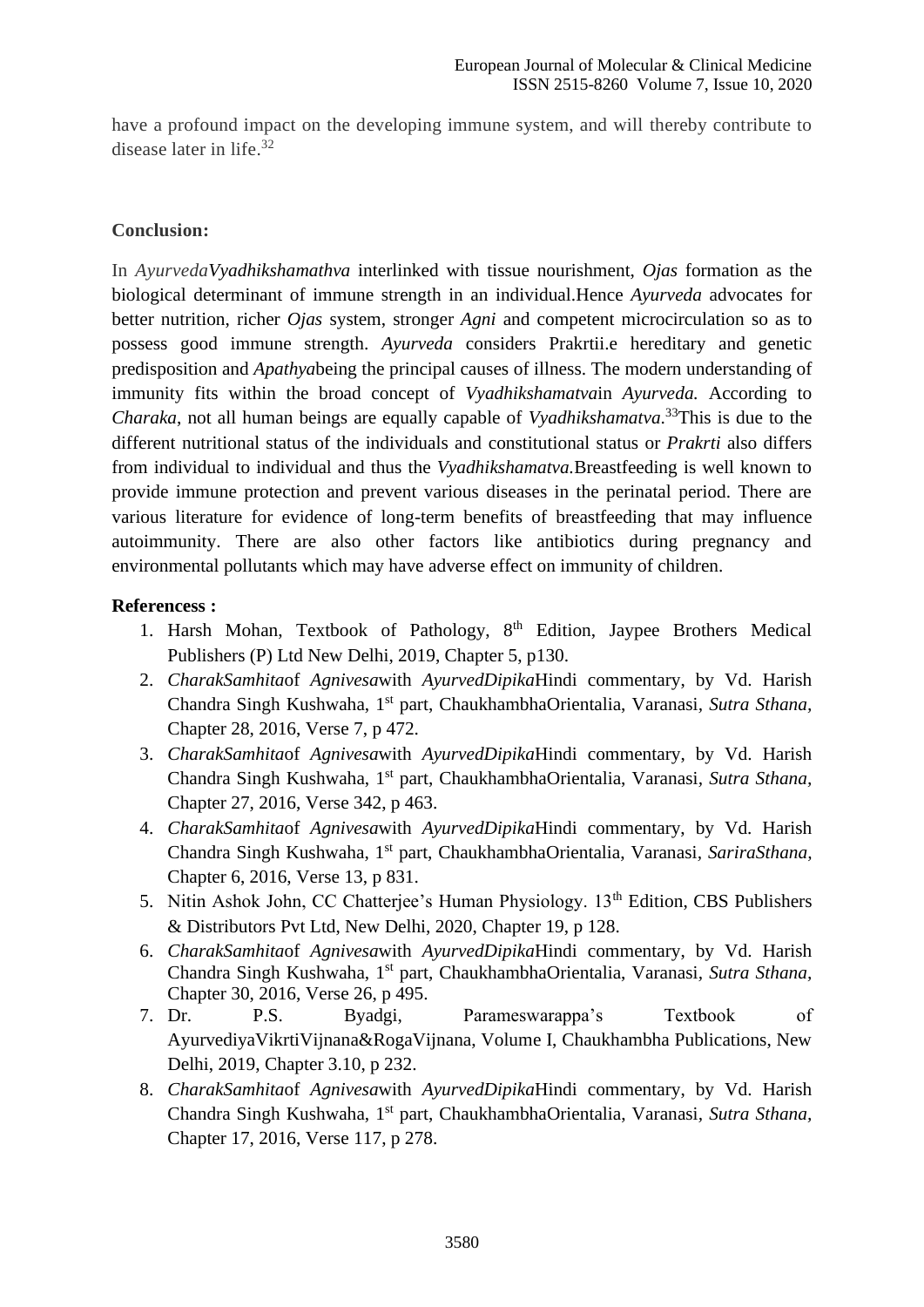have a profound impact on the developing immune system, and will thereby contribute to disease later in life.[32]

## Conclusion:

In *AyurvedaVyadhikshamathva* interlinked with tissue nourishment, *Ojas* formation as the biological determinant of immune strength in an individual.Hence *Ayurveda* advocates for better nutrition, richer *Ojas* system, stronger *Agni* and competent microcirculation so as to possess good immune strength. *Ayurveda* considers Prakrtii.e hereditary and genetic predisposition and *Apathya*being the principal causes of illness. The modern understanding of immunity fits within the broad concept of *Vyadhikshamatva*in *Ayurveda.* According to *Charaka*, not all human beings are equally capable of *Vyadhikshamatva.*[33]This is due to the different nutritional status of the individuals and constitutional status or *Prakrti* also differs from individual to individual and thus the *Vyadhikshamatva.*Breastfeeding is well known to provide immune protection and prevent various diseases in the perinatal period. There are various literature for evidence of long-term benefits of breastfeeding that may influence autoimmunity. There are also other factors like antibiotics during pregnancy and environmental pollutants which may have adverse effect on immunity of children.

## Referencess :

1. Harsh Mohan, Textbook of Pathology, 8th Edition, Jaypee Brothers Medical Publishers (P) Ltd New Delhi, 2019, Chapter 5, p130.
2. *CharakSamhita*of *Agnivesa*with *AyurvedDipika*Hindi commentary, by Vd. Harish Chandra Singh Kushwaha, 1st part, ChaukhambhaOrientalia, Varanasi, *Sutra Sthana,* Chapter 28, 2016, Verse 7, p 472.
3. *CharakSamhita*of *Agnivesa*with *AyurvedDipika*Hindi commentary, by Vd. Harish Chandra Singh Kushwaha, 1st part, ChaukhambhaOrientalia, Varanasi, *Sutra Sthana*, Chapter 27, 2016, Verse 342, p 463.
4. *CharakSamhita*of *Agnivesa*with *AyurvedDipika*Hindi commentary, by Vd. Harish Chandra Singh Kushwaha, 1st part, ChaukhambhaOrientalia, Varanasi, *SariraSthana,* Chapter 6, 2016, Verse 13, p 831.
5. Nitin Ashok John, CC Chatterjee's Human Physiology. 13th Edition, CBS Publishers & Distributors Pvt Ltd, New Delhi, 2020, Chapter 19, p 128.
6. *CharakSamhita*of *Agnivesa*with *AyurvedDipika*Hindi commentary, by Vd. Harish Chandra Singh Kushwaha, 1st part, ChaukhambhaOrientalia, Varanasi, *Sutra Sthana,* Chapter 30, 2016, Verse 26, p 495.
7. Dr. P.S. Byadgi, Parameswarappa's Textbook of AyurvediyaVikrtiVijnana&RogaVijnana, Volume I, Chaukhambha Publications, New Delhi, 2019, Chapter 3.10, p 232.
8. *CharakSamhita*of *Agnivesa*with *AyurvedDipika*Hindi commentary, by Vd. Harish Chandra Singh Kushwaha, 1st part, ChaukhambhaOrientalia, Varanasi, *Sutra Sthana,* Chapter 17, 2016, Verse 117, p 278.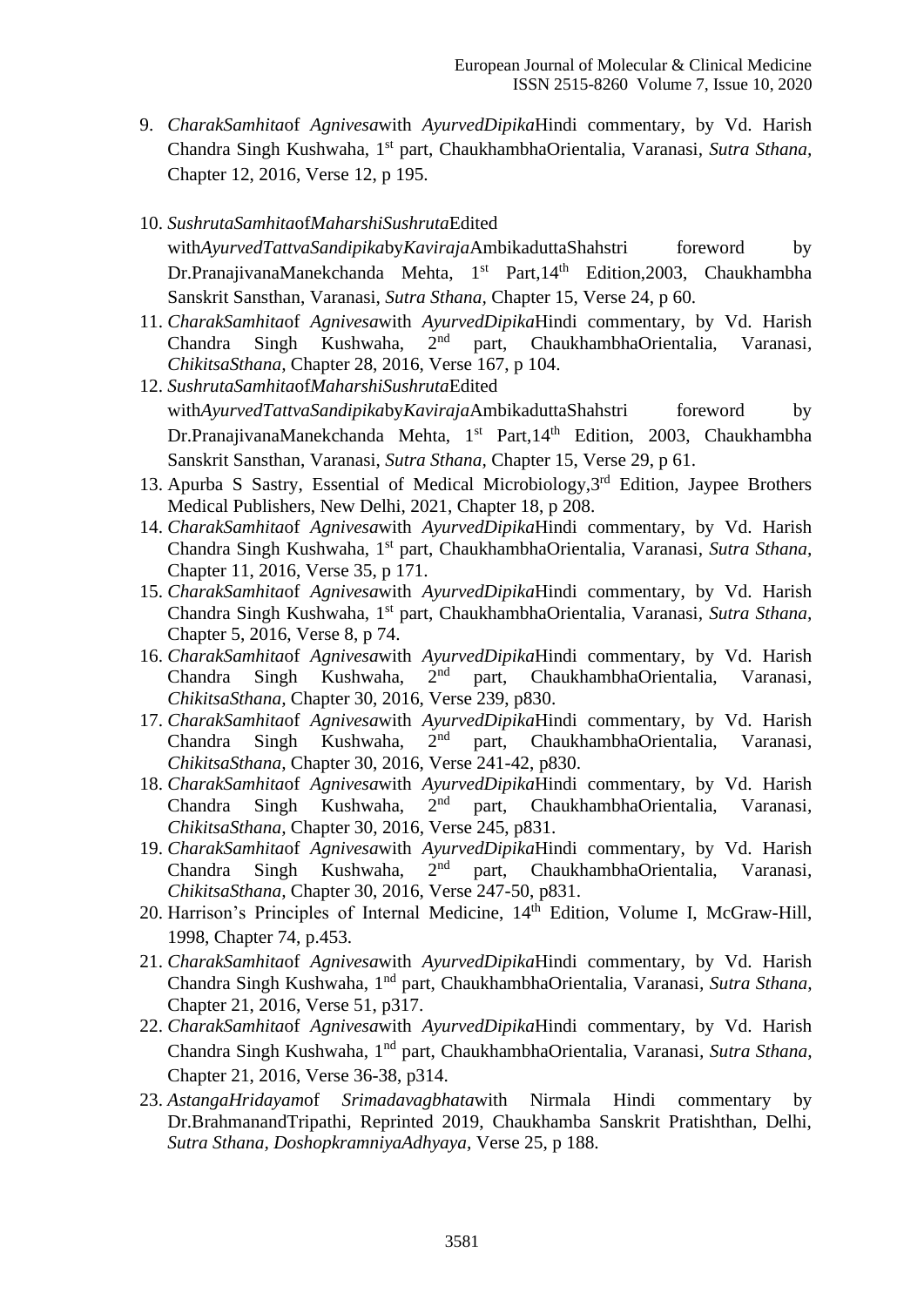9. *CharakSamhita*of *Agnivesa*with *AyurvedDipika*Hindi commentary, by Vd. Harish Chandra Singh Kushwaha, 1st part, ChaukhambhaOrientalia, Varanasi, *Sutra Sthana*, Chapter 12, 2016, Verse 12, p 195.
10. *SushrutaSamhita*of*MaharshiSushruta*Edited with*AyurvedTattvaSandipika*by*Kaviraja*AmbikaduttaShahstri foreword by Dr.PranajivanaManekchanda Mehta, 1st Part,14th Edition,2003, Chaukhambha Sanskrit Sansthan, Varanasi, *Sutra Sthana,* Chapter 15, Verse 24, p 60.
11. *CharakSamhita*of *Agnivesa*with *AyurvedDipika*Hindi commentary, by Vd. Harish Chandra Singh Kushwaha, 2nd part, ChaukhambhaOrientalia, Varanasi, *ChikitsaSthana,* Chapter 28, 2016, Verse 167, p 104.
12. *SushrutaSamhita*of*MaharshiSushruta*Edited with*AyurvedTattvaSandipika*by*Kaviraja*AmbikaduttaShahstri foreword by Dr.PranajivanaManekchanda Mehta, 1st Part,14th Edition, 2003, Chaukhambha Sanskrit Sansthan, Varanasi, *Sutra Sthana,* Chapter 15, Verse 29, p 61.
13. Apurba S Sastry, Essential of Medical Microbiology,3rd Edition, Jaypee Brothers Medical Publishers, New Delhi, 2021, Chapter 18, p 208.
14. *CharakSamhita*of *Agnivesa*with *AyurvedDipika*Hindi commentary, by Vd. Harish Chandra Singh Kushwaha, 1st part, ChaukhambhaOrientalia, Varanasi, *Sutra Sthana,* Chapter 11, 2016, Verse 35, p 171.
15. *CharakSamhita*of *Agnivesa*with *AyurvedDipika*Hindi commentary, by Vd. Harish Chandra Singh Kushwaha, 1st part, ChaukhambhaOrientalia, Varanasi, *Sutra Sthana,* Chapter 5, 2016, Verse 8, p 74.
16. *CharakSamhita*of *Agnivesa*with *AyurvedDipika*Hindi commentary, by Vd. Harish Chandra Singh Kushwaha, 2nd part, ChaukhambhaOrientalia, Varanasi, *ChikitsaSthana*, Chapter 30, 2016, Verse 239, p830.
17. *CharakSamhita*of *Agnivesa*with *AyurvedDipika*Hindi commentary, by Vd. Harish Chandra Singh Kushwaha, 2nd part, ChaukhambhaOrientalia, Varanasi, *ChikitsaSthana,* Chapter 30, 2016, Verse 241-42, p830.
18. *CharakSamhita*of *Agnivesa*with *AyurvedDipika*Hindi commentary, by Vd. Harish Chandra Singh Kushwaha, 2nd part, ChaukhambhaOrientalia, Varanasi, *ChikitsaSthana,* Chapter 30, 2016, Verse 245, p831.
19. *CharakSamhita*of *Agnivesa*with *AyurvedDipika*Hindi commentary, by Vd. Harish Chandra Singh Kushwaha, 2nd part, ChaukhambhaOrientalia, Varanasi, *ChikitsaSthana,* Chapter 30, 2016, Verse 247-50, p831.
20. Harrison's Principles of Internal Medicine, 14th Edition, Volume I, McGraw-Hill, 1998, Chapter 74, p.453.
21. *CharakSamhita*of *Agnivesa*with *AyurvedDipika*Hindi commentary, by Vd. Harish Chandra Singh Kushwaha, 1nd part, ChaukhambhaOrientalia, Varanasi, *Sutra Sthana*, Chapter 21, 2016, Verse 51, p317.
22. *CharakSamhita*of *Agnivesa*with *AyurvedDipika*Hindi commentary, by Vd. Harish Chandra Singh Kushwaha, 1nd part, ChaukhambhaOrientalia, Varanasi, *Sutra Sthana*, Chapter 21, 2016, Verse 36-38, p314.
23. *AstangaHridayam*of *Srimadavagbhata*with Nirmala Hindi commentary by Dr.BrahmanandTripathi, Reprinted 2019, Chaukhamba Sanskrit Pratishthan, Delhi, *Sutra Sthana, DoshopkramniyaAdhyaya,* Verse 25, p 188.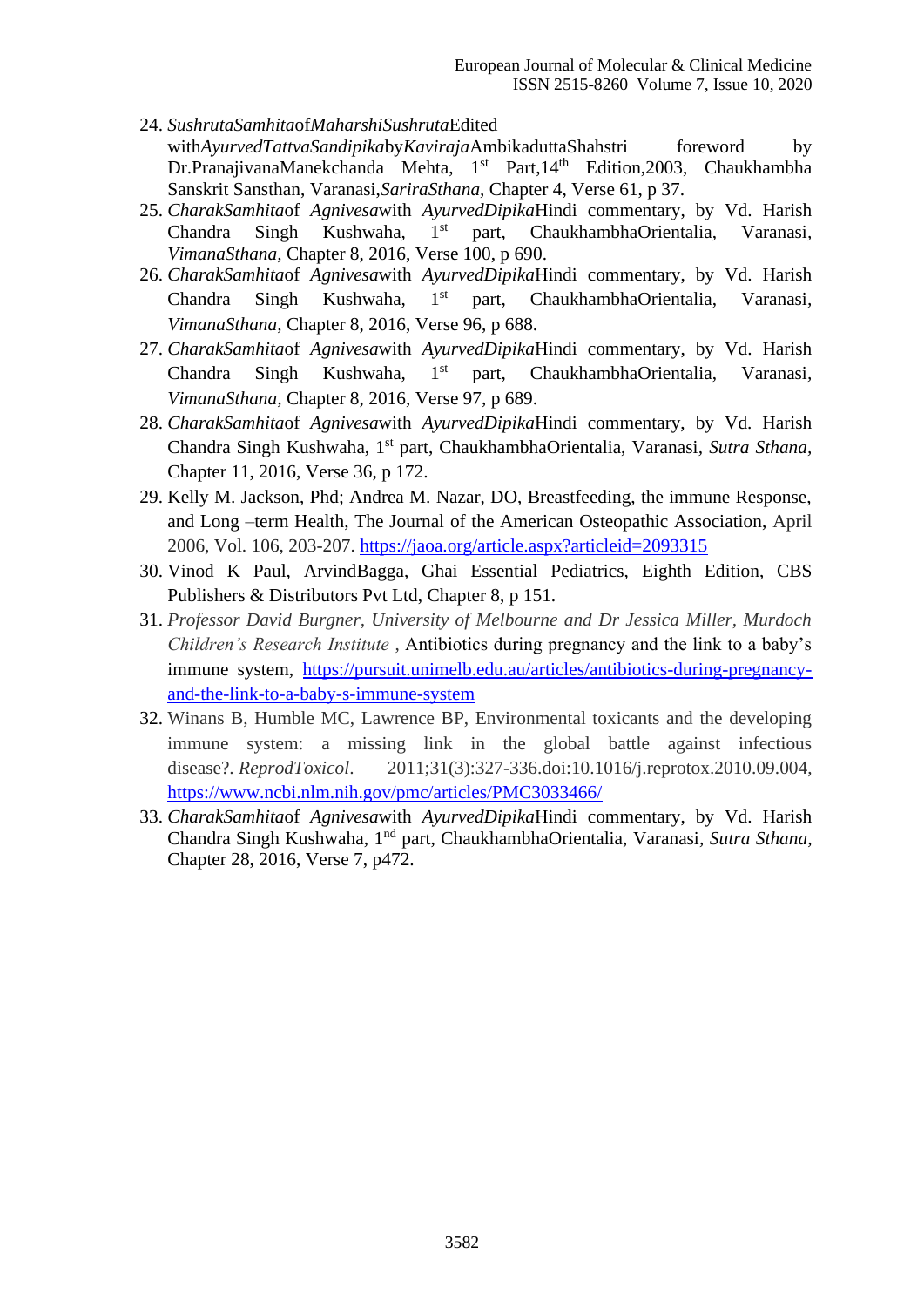24. *SushrutaSamhita*of*MaharshiSushruta*Edited with*AyurvedTattvaSandipika*by*Kaviraja*AmbikaduttaShahstri foreword by Dr.PranajivanaManekchanda Mehta, 1st Part,14th Edition,2003, Chaukhambha Sanskrit Sansthan, Varanasi,*SariraSthana*, Chapter 4, Verse 61, p 37.
25. *CharakSamhita*of *Agnivesa*with *AyurvedDipika*Hindi commentary, by Vd. Harish Chandra Singh Kushwaha, 1st part, ChaukhambhaOrientalia, Varanasi, *VimanaSthana*, Chapter 8, 2016, Verse 100, p 690.
26. *CharakSamhita*of *Agnivesa*with *AyurvedDipika*Hindi commentary, by Vd. Harish Chandra Singh Kushwaha, 1st part, ChaukhambhaOrientalia, Varanasi, *VimanaSthana*, Chapter 8, 2016, Verse 96, p 688.
27. *CharakSamhita*of *Agnivesa*with *AyurvedDipika*Hindi commentary, by Vd. Harish Chandra Singh Kushwaha, 1st part, ChaukhambhaOrientalia, Varanasi, *VimanaSthana*, Chapter 8, 2016, Verse 97, p 689.
28. *CharakSamhita*of *Agnivesa*with *AyurvedDipika*Hindi commentary, by Vd. Harish Chandra Singh Kushwaha, 1st part, ChaukhambhaOrientalia, Varanasi, *Sutra Sthana*, Chapter 11, 2016, Verse 36, p 172.
29. Kelly M. Jackson, Phd; Andrea M. Nazar, DO, Breastfeeding, the immune Response, and Long –term Health, The Journal of the American Osteopathic Association, April 2006, Vol. 106, 203-207. https://jaoa.org/article.aspx?articleid=2093315
30. Vinod K Paul, ArvindBagga, Ghai Essential Pediatrics, Eighth Edition, CBS Publishers & Distributors Pvt Ltd, Chapter 8, p 151.
31. *Professor David Burgner, University of Melbourne and Dr Jessica Miller, Murdoch Children's Research Institute* , Antibiotics during pregnancy and the link to a baby's immune system, https://pursuit.unimelb.edu.au/articles/antibiotics-during-pregnancy-and-the-link-to-a-baby-s-immune-system
32. Winans B, Humble MC, Lawrence BP, Environmental toxicants and the developing immune system: a missing link in the global battle against infectious disease?. *ReprodToxicol*. 2011;31(3):327-336.doi:10.1016/j.reprotox.2010.09.004, https://www.ncbi.nlm.nih.gov/pmc/articles/PMC3033466/
33. *CharakSamhita*of *Agnivesa*with *AyurvedDipika*Hindi commentary, by Vd. Harish Chandra Singh Kushwaha, 1nd part, ChaukhambhaOrientalia, Varanasi, *Sutra Sthana*, Chapter 28, 2016, Verse 7, p472.